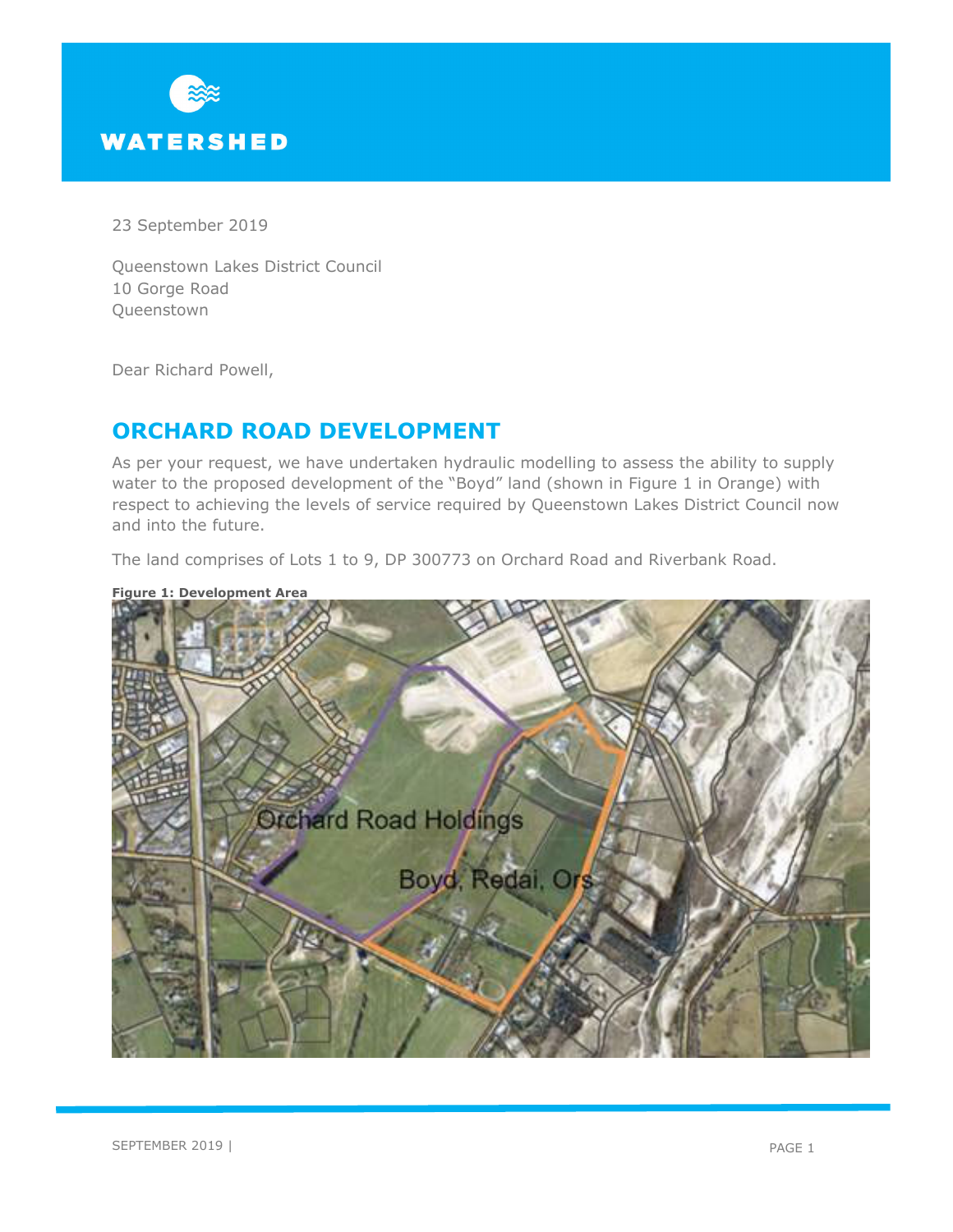WATERSHED

23 September 2019

Queenstown Lakes District Council
10 Gorge Road
Queenstown

Dear Richard Powell,

## ORCHARD ROAD DEVELOPMENT

As per your request, we have undertaken hydraulic modelling to assess the ability to supply water to the proposed development of the "Boyd" land (shown in Figure 1 in Orange) with respect to achieving the levels of service required by Queenstown Lakes District Council now and into the future.

The land comprises of Lots 1 to 9, DP 300773 on Orchard Road and Riverbank Road.

**Figure 1: Development Area**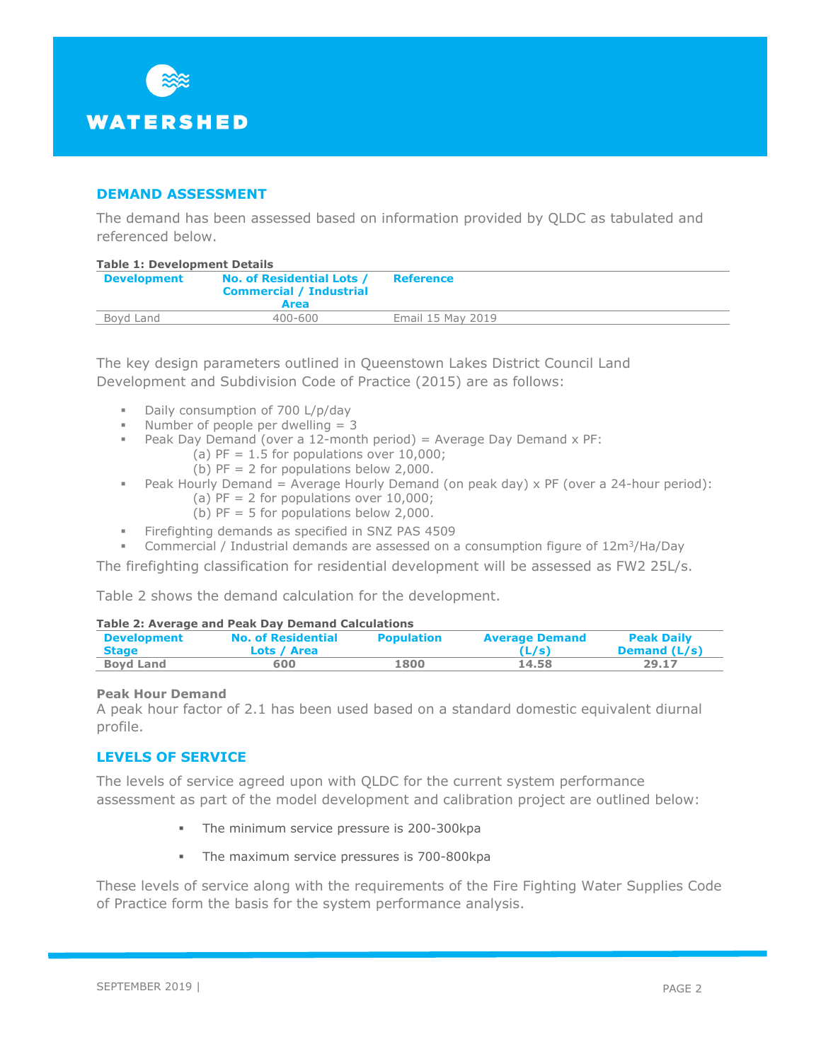## DEMAND ASSESSMENT

The demand has been assessed based on information provided by QLDC as tabulated and referenced below.

**Table 1: Development Details**

| Development | No. of Residential Lots / Commercial / Industrial Area | Reference |
|---|---|---|
| Boyd Land | 400-600 | Email 15 May 2019 |

The key design parameters outlined in Queenstown Lakes District Council Land Development and Subdivision Code of Practice (2015) are as follows:

- Daily consumption of 700 L/p/day
- Number of people per dwelling = 3
- Peak Day Demand (over a 12-month period) = Average Day Demand x PF:
  - (a) PF = 1.5 for populations over 10,000;
  - (b) PF = 2 for populations below 2,000.
- Peak Hourly Demand = Average Hourly Demand (on peak day) x PF (over a 24-hour period):
  - (a) PF = 2 for populations over 10,000;
  - (b) PF = 5 for populations below 2,000.
- Firefighting demands as specified in SNZ PAS 4509
- Commercial / Industrial demands are assessed on a consumption figure of $12m^3$/Ha/Day

The firefighting classification for residential development will be assessed as FW2 25L/s.

Table 2 shows the demand calculation for the development.

**Table 2: Average and Peak Day Demand Calculations**

| Development Stage | No. of Residential Lots / Area | Population | Average Demand (L/s) | Peak Daily Demand (L/s) |
|---|---|---|---|---|
| **Boyd Land** | **600** | **1800** | **14.58** | **29.17** |

**Peak Hour Demand**

A peak hour factor of 2.1 has been used based on a standard domestic equivalent diurnal profile.

## LEVELS OF SERVICE

The levels of service agreed upon with QLDC for the current system performance assessment as part of the model development and calibration project are outlined below:

- The minimum service pressure is 200-300kpa
- The maximum service pressures is 700-800kpa

These levels of service along with the requirements of the Fire Fighting Water Supplies Code of Practice form the basis for the system performance analysis.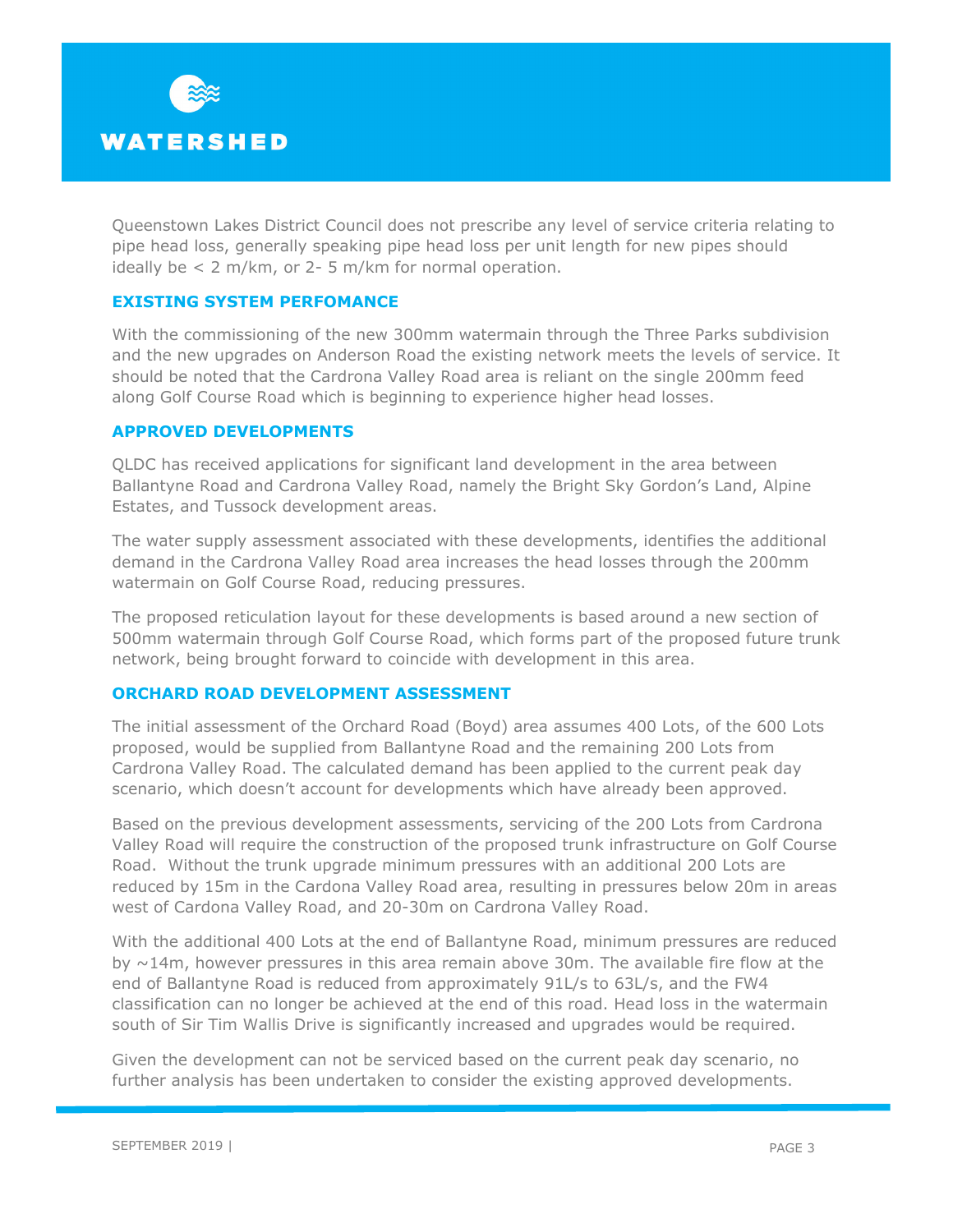Queenstown Lakes District Council does not prescribe any level of service criteria relating to pipe head loss, generally speaking pipe head loss per unit length for new pipes should ideally be < 2 m/km, or 2- 5 m/km for normal operation.

## EXISTING SYSTEM PERFOMANCE

With the commissioning of the new 300mm watermain through the Three Parks subdivision and the new upgrades on Anderson Road the existing network meets the levels of service. It should be noted that the Cardrona Valley Road area is reliant on the single 200mm feed along Golf Course Road which is beginning to experience higher head losses.

## APPROVED DEVELOPMENTS

QLDC has received applications for significant land development in the area between Ballantyne Road and Cardrona Valley Road, namely the Bright Sky Gordon's Land, Alpine Estates, and Tussock development areas.

The water supply assessment associated with these developments, identifies the additional demand in the Cardrona Valley Road area increases the head losses through the 200mm watermain on Golf Course Road, reducing pressures.

The proposed reticulation layout for these developments is based around a new section of 500mm watermain through Golf Course Road, which forms part of the proposed future trunk network, being brought forward to coincide with development in this area.

## ORCHARD ROAD DEVELOPMENT ASSESSMENT

The initial assessment of the Orchard Road (Boyd) area assumes 400 Lots, of the 600 Lots proposed, would be supplied from Ballantyne Road and the remaining 200 Lots from Cardrona Valley Road. The calculated demand has been applied to the current peak day scenario, which doesn't account for developments which have already been approved.

Based on the previous development assessments, servicing of the 200 Lots from Cardrona Valley Road will require the construction of the proposed trunk infrastructure on Golf Course Road. Without the trunk upgrade minimum pressures with an additional 200 Lots are reduced by 15m in the Cardona Valley Road area, resulting in pressures below 20m in areas west of Cardona Valley Road, and 20-30m on Cardrona Valley Road.

With the additional 400 Lots at the end of Ballantyne Road, minimum pressures are reduced by ~14m, however pressures in this area remain above 30m. The available fire flow at the end of Ballantyne Road is reduced from approximately 91L/s to 63L/s, and the FW4 classification can no longer be achieved at the end of this road. Head loss in the watermain south of Sir Tim Wallis Drive is significantly increased and upgrades would be required.

Given the development can not be serviced based on the current peak day scenario, no further analysis has been undertaken to consider the existing approved developments.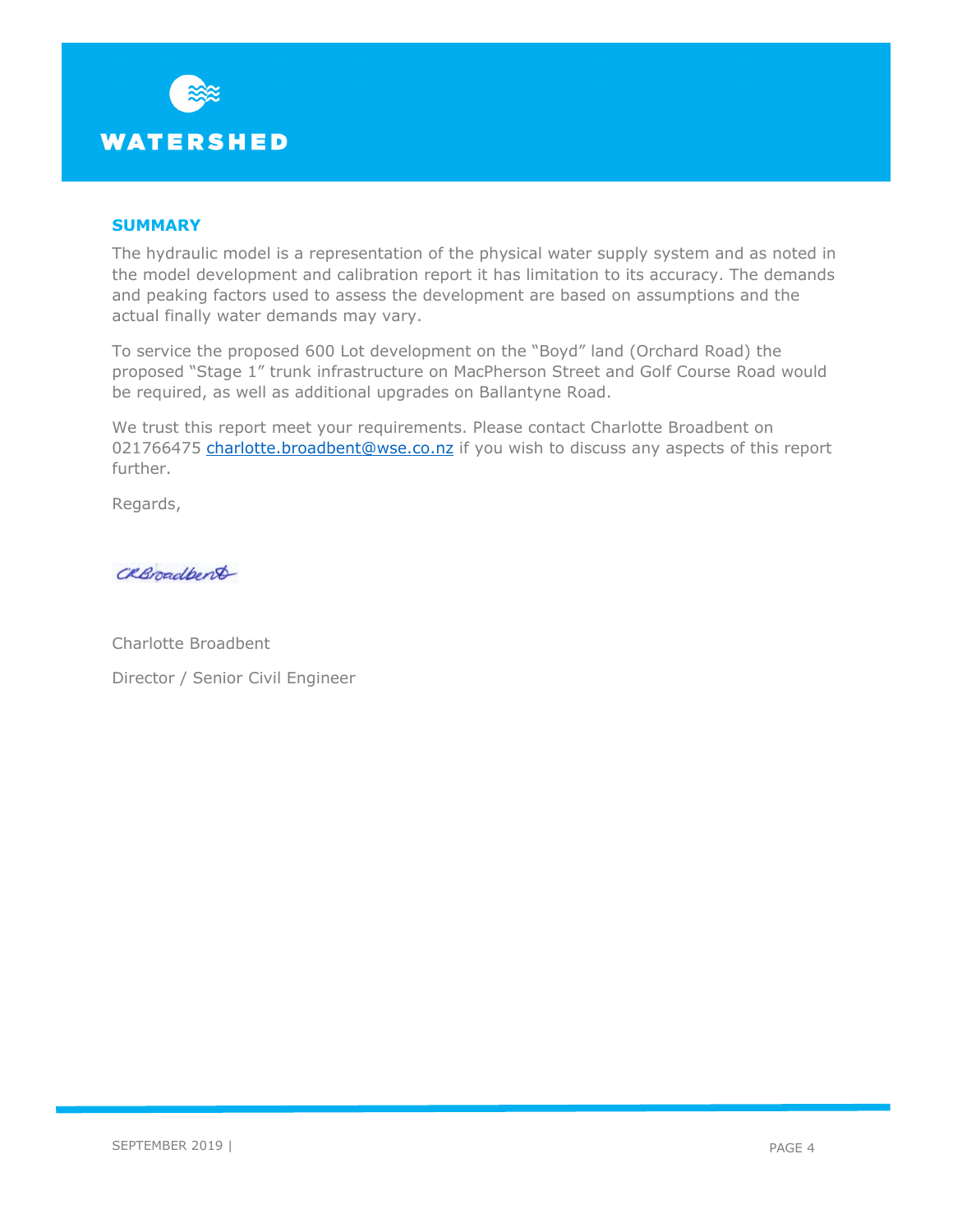## SUMMARY

The hydraulic model is a representation of the physical water supply system and as noted in the model development and calibration report it has limitation to its accuracy. The demands and peaking factors used to assess the development are based on assumptions and the actual finally water demands may vary.

To service the proposed 600 Lot development on the "Boyd" land (Orchard Road) the proposed "Stage 1" trunk infrastructure on MacPherson Street and Golf Course Road would be required, as well as additional upgrades on Ballantyne Road.

We trust this report meet your requirements. Please contact Charlotte Broadbent on 021766475 charlotte.broadbent@wse.co.nz if you wish to discuss any aspects of this report further.

Regards,

Charlotte Broadbent

Director / Senior Civil Engineer